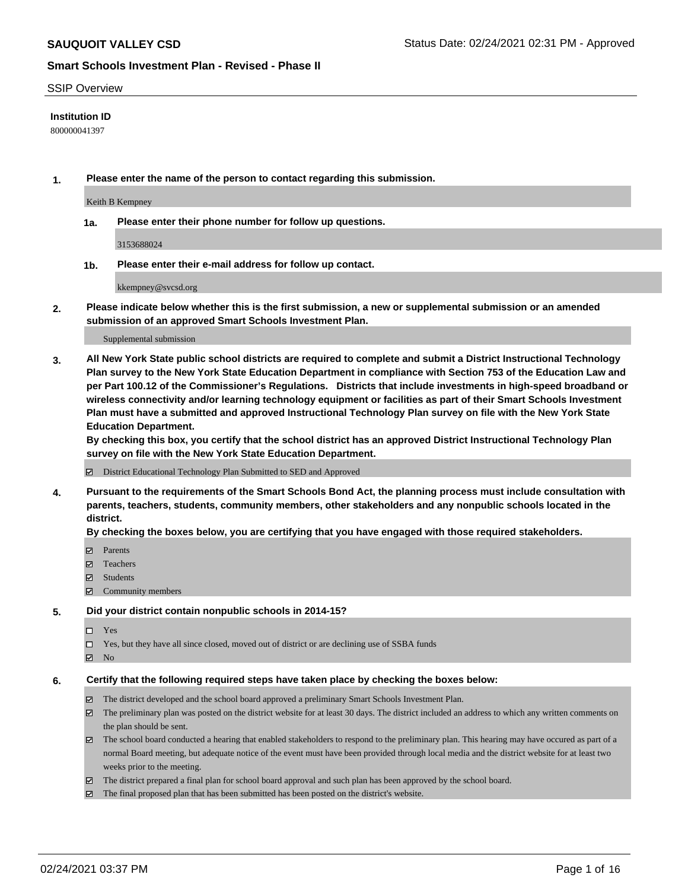## SSIP Overview

**Institution ID**

800000041397

**1. Please enter the name of the person to contact regarding this submission.**

Keith B Kempney

**1a. Please enter their phone number for follow up questions.**

3153688024

**1b. Please enter their e-mail address for follow up contact.**

kkempney@svcsd.org

**2. Please indicate below whether this is the first submission, a new or supplemental submission or an amended submission of an approved Smart Schools Investment Plan.**

Supplemental submission

**3. All New York State public school districts are required to complete and submit a District Instructional Technology Plan survey to the New York State Education Department in compliance with Section 753 of the Education Law and per Part 100.12 of the Commissioner's Regulations. Districts that include investments in high-speed broadband or wireless connectivity and/or learning technology equipment or facilities as part of their Smart Schools Investment Plan must have a submitted and approved Instructional Technology Plan survey on file with the New York State Education Department.**

**By checking this box, you certify that the school district has an approved District Instructional Technology Plan survey on file with the New York State Education Department.**

☑ District Educational Technology Plan Submitted to SED and Approved

**4. Pursuant to the requirements of the Smart Schools Bond Act, the planning process must include consultation with parents, teachers, students, community members, other stakeholders and any nonpublic schools located in the district.**

**By checking the boxes below, you are certifying that you have engaged with those required stakeholders.**

☑ Parents
☑ Teachers
☑ Students
☑ Community members

**5. Did your district contain nonpublic schools in 2014-15?**

☐ Yes
☐ Yes, but they have all since closed, moved out of district or are declining use of SSBA funds
☑ No

**6. Certify that the following required steps have taken place by checking the boxes below:**

☑ The district developed and the school board approved a preliminary Smart Schools Investment Plan.
☑ The preliminary plan was posted on the district website for at least 30 days. The district included an address to which any written comments on the plan should be sent.
☑ The school board conducted a hearing that enabled stakeholders to respond to the preliminary plan. This hearing may have occured as part of a normal Board meeting, but adequate notice of the event must have been provided through local media and the district website for at least two weeks prior to the meeting.
☑ The district prepared a final plan for school board approval and such plan has been approved by the school board.
☑ The final proposed plan that has been submitted has been posted on the district's website.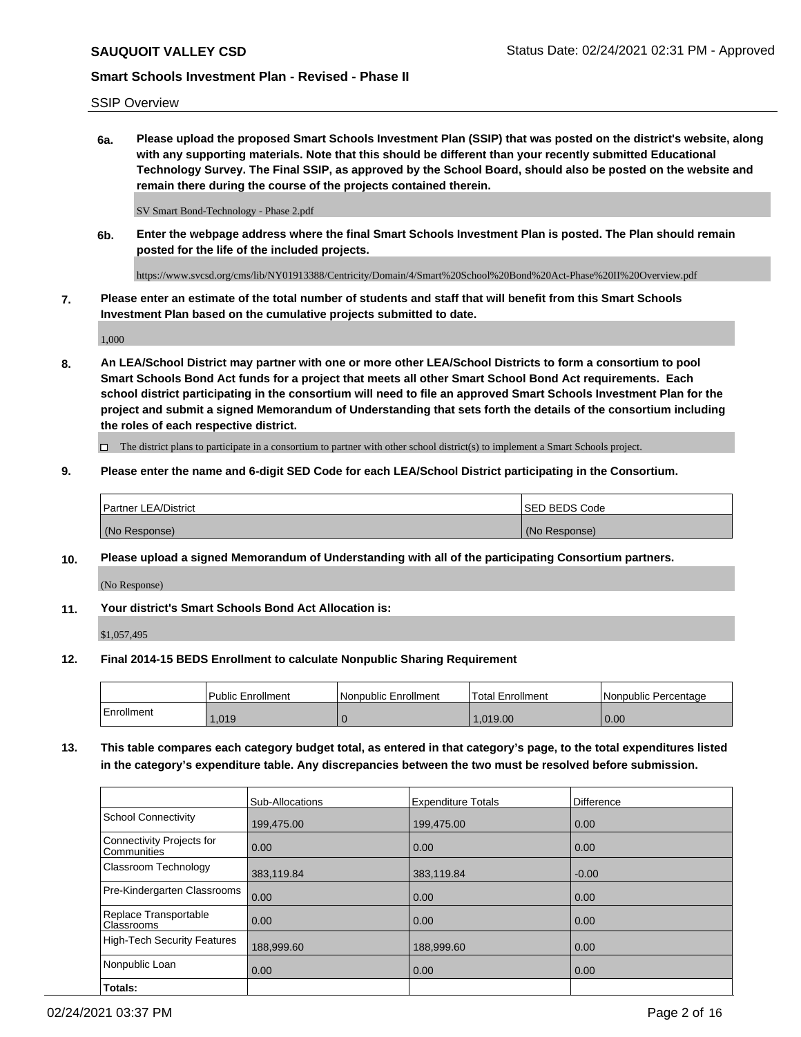SSIP Overview

**6a. Please upload the proposed Smart Schools Investment Plan (SSIP) that was posted on the district's website, along with any supporting materials. Note that this should be different than your recently submitted Educational Technology Survey. The Final SSIP, as approved by the School Board, should also be posted on the website and remain there during the course of the projects contained therein.**

SV Smart Bond-Technology - Phase 2.pdf

**6b. Enter the webpage address where the final Smart Schools Investment Plan is posted. The Plan should remain posted for the life of the included projects.**

https://www.svcsd.org/cms/lib/NY01913388/Centricity/Domain/4/Smart%20School%20Bond%20Act-Phase%20II%20Overview.pdf

**7. Please enter an estimate of the total number of students and staff that will benefit from this Smart Schools Investment Plan based on the cumulative projects submitted to date.**

1,000

**8. An LEA/School District may partner with one or more other LEA/School Districts to form a consortium to pool Smart Schools Bond Act funds for a project that meets all other Smart School Bond Act requirements. Each school district participating in the consortium will need to file an approved Smart Schools Investment Plan for the project and submit a signed Memorandum of Understanding that sets forth the details of the consortium including the roles of each respective district.**

☐ The district plans to participate in a consortium to partner with other school district(s) to implement a Smart Schools project.

**9. Please enter the name and 6-digit SED Code for each LEA/School District participating in the Consortium.**

| Partner LEA/District | SED BEDS Code |
|---|---|
| (No Response) | (No Response) |

**10. Please upload a signed Memorandum of Understanding with all of the participating Consortium partners.**

(No Response)

**11. Your district's Smart Schools Bond Act Allocation is:**

$1,057,495

**12. Final 2014-15 BEDS Enrollment to calculate Nonpublic Sharing Requirement**

| | Public Enrollment | Nonpublic Enrollment | Total Enrollment | Nonpublic Percentage |
|---|---|---|---|---|
| Enrollment | 1,019 | 0 | 1,019.00 | 0.00 |

**13. This table compares each category budget total, as entered in that category's page, to the total expenditures listed in the category's expenditure table. Any discrepancies between the two must be resolved before submission.**

| | Sub-Allocations | Expenditure Totals | Difference |
|---|---|---|---|
| School Connectivity | 199,475.00 | 199,475.00 | 0.00 |
| Connectivity Projects for Communities | 0.00 | 0.00 | 0.00 |
| Classroom Technology | 383,119.84 | 383,119.84 | -0.00 |
| Pre-Kindergarten Classrooms | 0.00 | 0.00 | 0.00 |
| Replace Transportable Classrooms | 0.00 | 0.00 | 0.00 |
| High-Tech Security Features | 188,999.60 | 188,999.60 | 0.00 |
| Nonpublic Loan | 0.00 | 0.00 | 0.00 |
| **Totals:** | | | |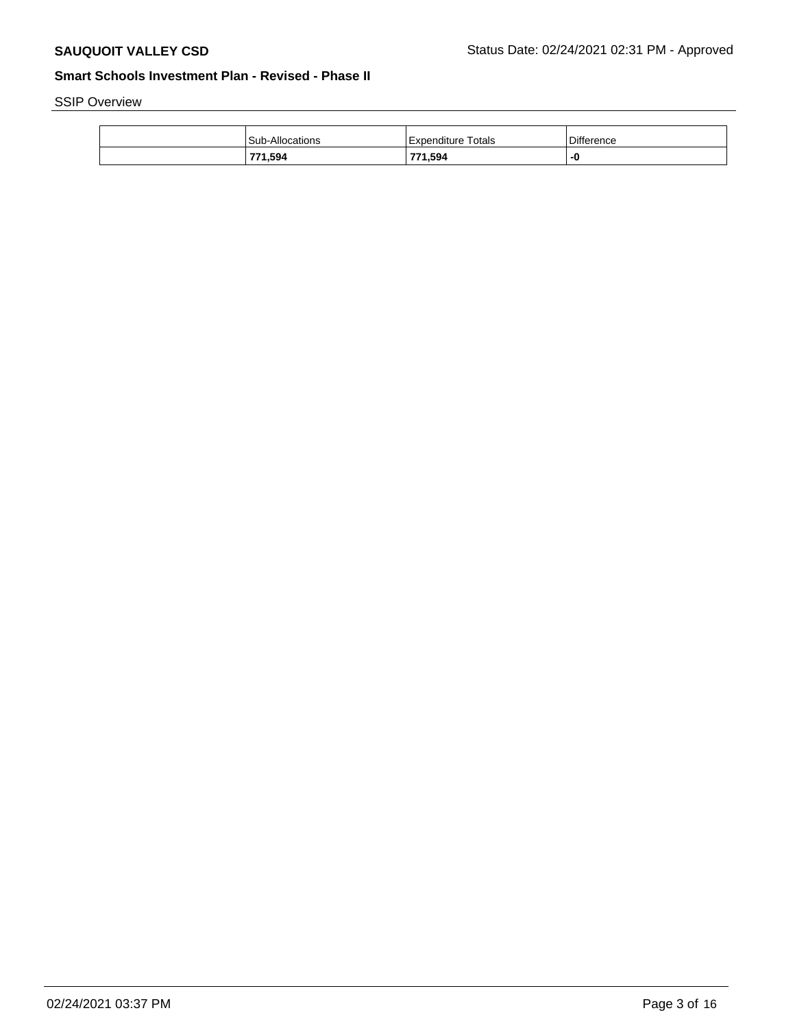SSIP Overview

| | Sub-Allocations | Expenditure Totals | Difference |
|---|---|---|---|
| | **771,594** | **771,594** | **-0** |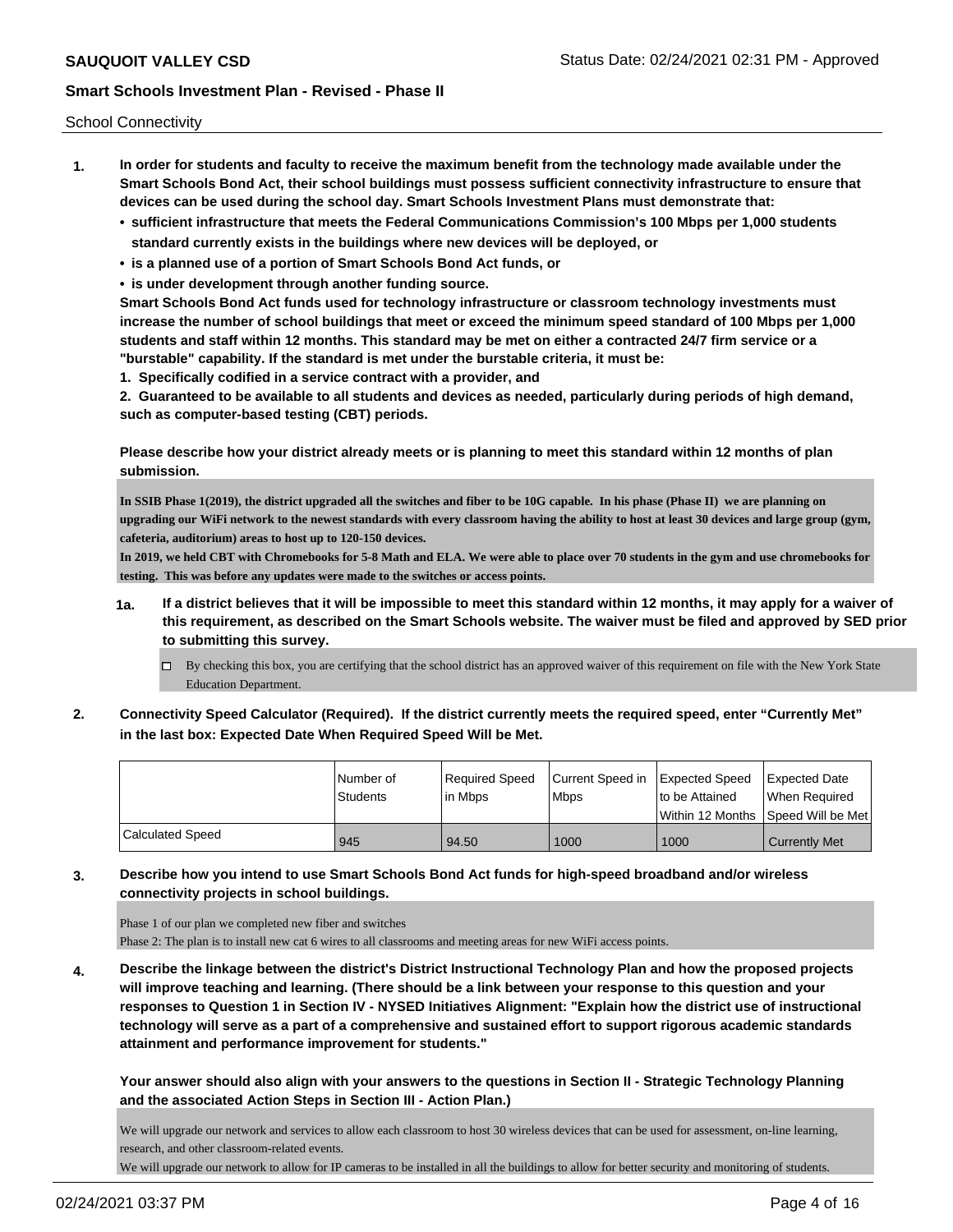School Connectivity

1. **In order for students and faculty to receive the maximum benefit from the technology made available under the Smart Schools Bond Act, their school buildings must possess sufficient connectivity infrastructure to ensure that devices can be used during the school day. Smart Schools Investment Plans must demonstrate that:**
   - **sufficient infrastructure that meets the Federal Communications Commission's 100 Mbps per 1,000 students standard currently exists in the buildings where new devices will be deployed, or**
   - **is a planned use of a portion of Smart Schools Bond Act funds, or**
   - **is under development through another funding source.**

   **Smart Schools Bond Act funds used for technology infrastructure or classroom technology investments must increase the number of school buildings that meet or exceed the minimum speed standard of 100 Mbps per 1,000 students and staff within 12 months. This standard may be met on either a contracted 24/7 firm service or a "burstable" capability. If the standard is met under the burstable criteria, it must be:**

   **1. Specifically codified in a service contract with a provider, and**

   **2. Guaranteed to be available to all students and devices as needed, particularly during periods of high demand, such as computer-based testing (CBT) periods.**

   **Please describe how your district already meets or is planning to meet this standard within 12 months of plan submission.**

   **In SSIB Phase 1(2019), the district upgraded all the switches and fiber to be 10G capable. In his phase (Phase II) we are planning on upgrading our WiFi network to the newest standards with every classroom having the ability to host at least 30 devices and large group (gym, cafeteria, auditorium) areas to host up to 120-150 devices.**
   **In 2019, we held CBT with Chromebooks for 5-8 Math and ELA. We were able to place over 70 students in the gym and use chromebooks for testing. This was before any updates were made to the switches or access points.**

   **1a.** **If a district believes that it will be impossible to meet this standard within 12 months, it may apply for a waiver of this requirement, as described on the Smart Schools website. The waiver must be filed and approved by SED prior to submitting this survey.**

   - [ ] By checking this box, you are certifying that the school district has an approved waiver of this requirement on file with the New York State Education Department.

2. **Connectivity Speed Calculator (Required). If the district currently meets the required speed, enter "Currently Met" in the last box: Expected Date When Required Speed Will be Met.**

| | Number of Students | Required Speed in Mbps | Current Speed in Mbps | Expected Speed to be Attained Within 12 Months | Expected Date When Required Speed Will be Met |
|---|---|---|---|---|---|
| Calculated Speed | 945 | 94.50 | 1000 | 1000 | Currently Met |

3. **Describe how you intend to use Smart Schools Bond Act funds for high-speed broadband and/or wireless connectivity projects in school buildings.**

   Phase 1 of our plan we completed new fiber and switches
   Phase 2: The plan is to install new cat 6 wires to all classrooms and meeting areas for new WiFi access points.

4. **Describe the linkage between the district's District Instructional Technology Plan and how the proposed projects will improve teaching and learning. (There should be a link between your response to this question and your responses to Question 1 in Section IV - NYSED Initiatives Alignment: "Explain how the district use of instructional technology will serve as a part of a comprehensive and sustained effort to support rigorous academic standards attainment and performance improvement for students."**

   **Your answer should also align with your answers to the questions in Section II - Strategic Technology Planning and the associated Action Steps in Section III - Action Plan.)**

   We will upgrade our network and services to allow each classroom to host 30 wireless devices that can be used for assessment, on-line learning, research, and other classroom-related events.
   We will upgrade our network to allow for IP cameras to be installed in all the buildings to allow for better security and monitoring of students.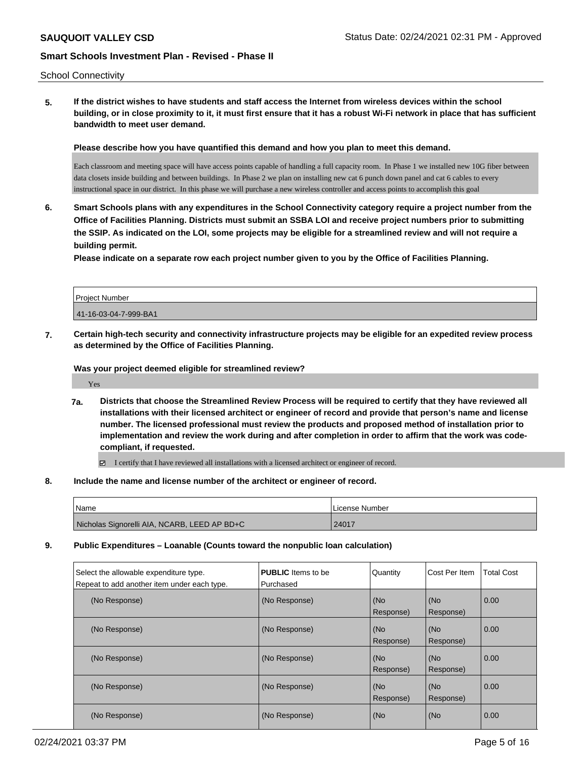School Connectivity

**5. If the district wishes to have students and staff access the Internet from wireless devices within the school building, or in close proximity to it, it must first ensure that it has a robust Wi-Fi network in place that has sufficient bandwidth to meet user demand.**

**Please describe how you have quantified this demand and how you plan to meet this demand.**

Each classroom and meeting space will have access points capable of handling a full capacity room. In Phase 1 we installed new 10G fiber between data closets inside building and between buildings. In Phase 2 we plan on installing new cat 6 punch down panel and cat 6 cables to every instructional space in our district. In this phase we will purchase a new wireless controller and access points to accomplish this goal

**6. Smart Schools plans with any expenditures in the School Connectivity category require a project number from the Office of Facilities Planning. Districts must submit an SSBA LOI and receive project numbers prior to submitting the SSIP. As indicated on the LOI, some projects may be eligible for a streamlined review and will not require a building permit.**

**Please indicate on a separate row each project number given to you by the Office of Facilities Planning.**

| Project Number |
|---|
| 41-16-03-04-7-999-BA1 |

**7. Certain high-tech security and connectivity infrastructure projects may be eligible for an expedited review process as determined by the Office of Facilities Planning.**

**Was your project deemed eligible for streamlined review?**

Yes

**7a. Districts that choose the Streamlined Review Process will be required to certify that they have reviewed all installations with their licensed architect or engineer of record and provide that person's name and license number. The licensed professional must review the products and proposed method of installation prior to implementation and review the work during and after completion in order to affirm that the work was code-compliant, if requested.**

☑ I certify that I have reviewed all installations with a licensed architect or engineer of record.

**8. Include the name and license number of the architect or engineer of record.**

| Name | License Number |
|---|---|
| Nicholas Signorelli AIA, NCARB, LEED AP BD+C | 24017 |

**9. Public Expenditures – Loanable (Counts toward the nonpublic loan calculation)**

| Select the allowable expenditure type. Repeat to add another item under each type. | **PUBLIC** Items to be Purchased | Quantity | Cost Per Item | Total Cost |
|---|---|---|---|---|
| (No Response) | (No Response) | (No Response) | (No Response) | 0.00 |
| (No Response) | (No Response) | (No Response) | (No Response) | 0.00 |
| (No Response) | (No Response) | (No Response) | (No Response) | 0.00 |
| (No Response) | (No Response) | (No Response) | (No Response) | 0.00 |
| (No Response) | (No Response) | (No | (No | 0.00 |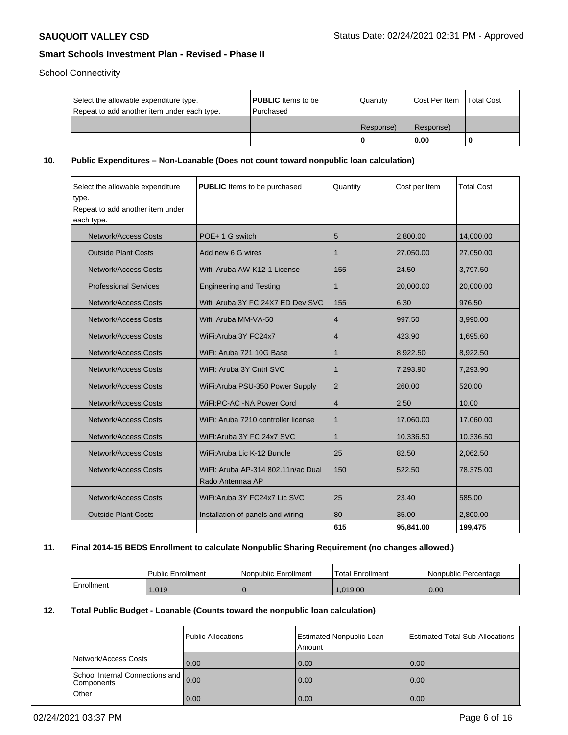School Connectivity

| Select the allowable expenditure type. Repeat to add another item under each type. | **PUBLIC** Items to be Purchased | Quantity | Cost Per Item | Total Cost |
|---|---|---|---|---|
| | | Response) | Response) | |
| | | 0 | 0.00 | 0 |

## 10. Public Expenditures – Non-Loanable (Does not count toward nonpublic loan calculation)

| Select the allowable expenditure type. Repeat to add another item under each type. | **PUBLIC** Items to be purchased | Quantity | Cost per Item | Total Cost |
|---|---|---|---|---|
| Network/Access Costs | POE+ 1 G switch | 5 | 2,800.00 | 14,000.00 |
| Outside Plant Costs | Add new 6 G wires | 1 | 27,050.00 | 27,050.00 |
| Network/Access Costs | Wifi: Aruba AW-K12-1 License | 155 | 24.50 | 3,797.50 |
| Professional Services | Engineering and Testing | 1 | 20,000.00 | 20,000.00 |
| Network/Access Costs | Wifi: Aruba 3Y FC 24X7 ED Dev SVC | 155 | 6.30 | 976.50 |
| Network/Access Costs | Wifi: Aruba MM-VA-50 | 4 | 997.50 | 3,990.00 |
| Network/Access Costs | WiFi:Aruba 3Y FC24x7 | 4 | 423.90 | 1,695.60 |
| Network/Access Costs | WiFi: Aruba 721 10G Base | 1 | 8,922.50 | 8,922.50 |
| Network/Access Costs | WiFI: Aruba 3Y Cntrl SVC | 1 | 7,293.90 | 7,293.90 |
| Network/Access Costs | WiFi:Aruba PSU-350 Power Supply | 2 | 260.00 | 520.00 |
| Network/Access Costs | WiFI:PC-AC -NA Power Cord | 4 | 2.50 | 10.00 |
| Network/Access Costs | WiFi: Aruba 7210 controller license | 1 | 17,060.00 | 17,060.00 |
| Network/Access Costs | WiFI:Aruba 3Y FC 24x7 SVC | 1 | 10,336.50 | 10,336.50 |
| Network/Access Costs | WiFi:Aruba Lic K-12 Bundle | 25 | 82.50 | 2,062.50 |
| Network/Access Costs | WiFI: Aruba AP-314 802.11n/ac Dual Rado Antennaa AP | 150 | 522.50 | 78,375.00 |
| Network/Access Costs | WiFi:Aruba 3Y FC24x7 Lic SVC | 25 | 23.40 | 585.00 |
| Outside Plant Costs | Installation of panels and wiring | 80 | 35.00 | 2,800.00 |
| | | 615 | 95,841.00 | 199,475 |

## 11. Final 2014-15 BEDS Enrollment to calculate Nonpublic Sharing Requirement (no changes allowed.)

| | Public Enrollment | Nonpublic Enrollment | Total Enrollment | Nonpublic Percentage |
|---|---|---|---|---|
| Enrollment | 1,019 | 0 | 1,019.00 | 0.00 |

## 12. Total Public Budget - Loanable (Counts toward the nonpublic loan calculation)

| | Public Allocations | Estimated Nonpublic Loan Amount | Estimated Total Sub-Allocations |
|---|---|---|---|
| Network/Access Costs | 0.00 | 0.00 | 0.00 |
| School Internal Connections and Components | 0.00 | 0.00 | 0.00 |
| Other | 0.00 | 0.00 | 0.00 |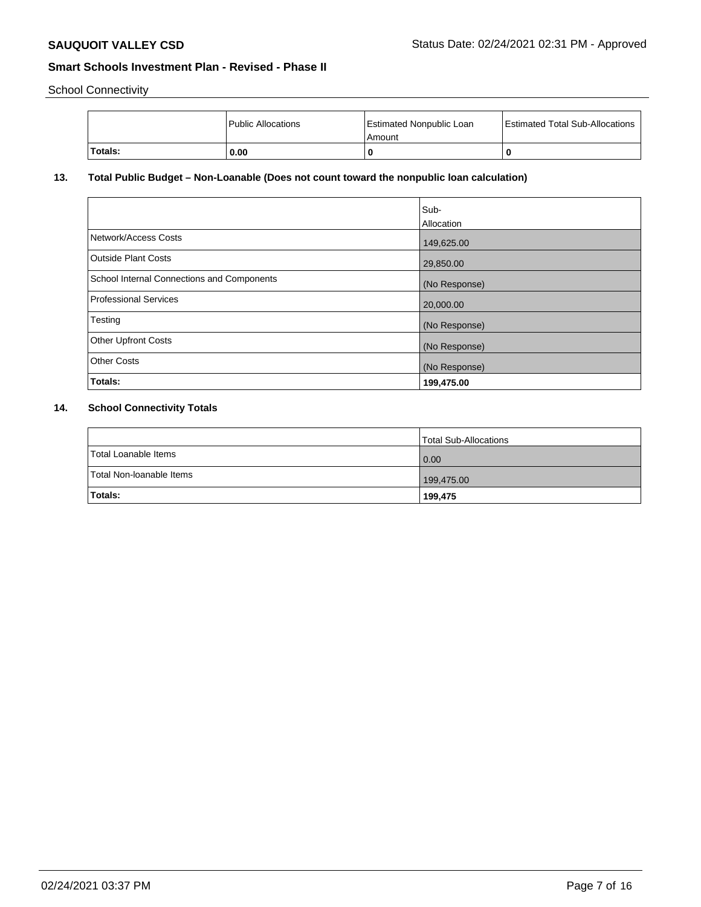School Connectivity

| | Public Allocations | Estimated Nonpublic Loan Amount | Estimated Total Sub-Allocations |
|---|---|---|---|
| **Totals:** | **0.00** | **0** | **0** |

### 13. Total Public Budget – Non-Loanable (Does not count toward the nonpublic loan calculation)

| | Sub-Allocation |
|---|---|
| Network/Access Costs | 149,625.00 |
| Outside Plant Costs | 29,850.00 |
| School Internal Connections and Components | (No Response) |
| Professional Services | 20,000.00 |
| Testing | (No Response) |
| Other Upfront Costs | (No Response) |
| Other Costs | (No Response) |
| **Totals:** | **199,475.00** |

### 14. School Connectivity Totals

| | Total Sub-Allocations |
|---|---|
| Total Loanable Items | 0.00 |
| Total Non-loanable Items | 199,475.00 |
| **Totals:** | **199,475** |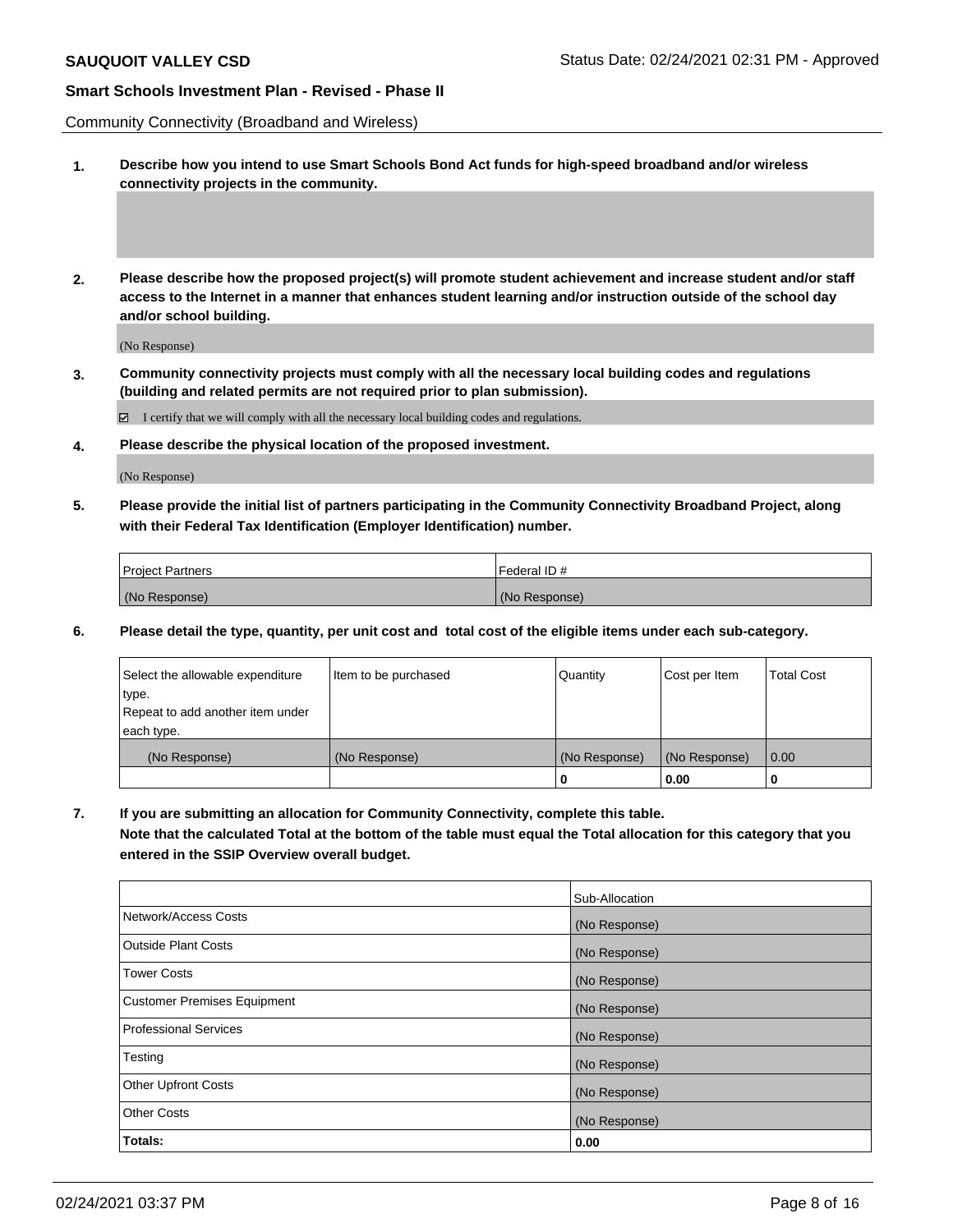Community Connectivity (Broadband and Wireless)

**1. Describe how you intend to use Smart Schools Bond Act funds for high-speed broadband and/or wireless connectivity projects in the community.**

**2. Please describe how the proposed project(s) will promote student achievement and increase student and/or staff access to the Internet in a manner that enhances student learning and/or instruction outside of the school day and/or school building.**

(No Response)

**3. Community connectivity projects must comply with all the necessary local building codes and regulations (building and related permits are not required prior to plan submission).**

☑ I certify that we will comply with all the necessary local building codes and regulations.

**4. Please describe the physical location of the proposed investment.**

(No Response)

**5. Please provide the initial list of partners participating in the Community Connectivity Broadband Project, along with their Federal Tax Identification (Employer Identification) number.**

| Project Partners | Federal ID # |
|---|---|
| (No Response) | (No Response) |

**6. Please detail the type, quantity, per unit cost and total cost of the eligible items under each sub-category.**

| Select the allowable expenditure type. Repeat to add another item under each type. | Item to be purchased | Quantity | Cost per Item | Total Cost |
|---|---|---|---|---|
| (No Response) | (No Response) | (No Response) | (No Response) | 0.00 |
| | | 0 | 0.00 | 0 |

**7. If you are submitting an allocation for Community Connectivity, complete this table. Note that the calculated Total at the bottom of the table must equal the Total allocation for this category that you entered in the SSIP Overview overall budget.**

| | Sub-Allocation |
|---|---|
| Network/Access Costs | (No Response) |
| Outside Plant Costs | (No Response) |
| Tower Costs | (No Response) |
| Customer Premises Equipment | (No Response) |
| Professional Services | (No Response) |
| Testing | (No Response) |
| Other Upfront Costs | (No Response) |
| Other Costs | (No Response) |
| **Totals:** | **0.00** |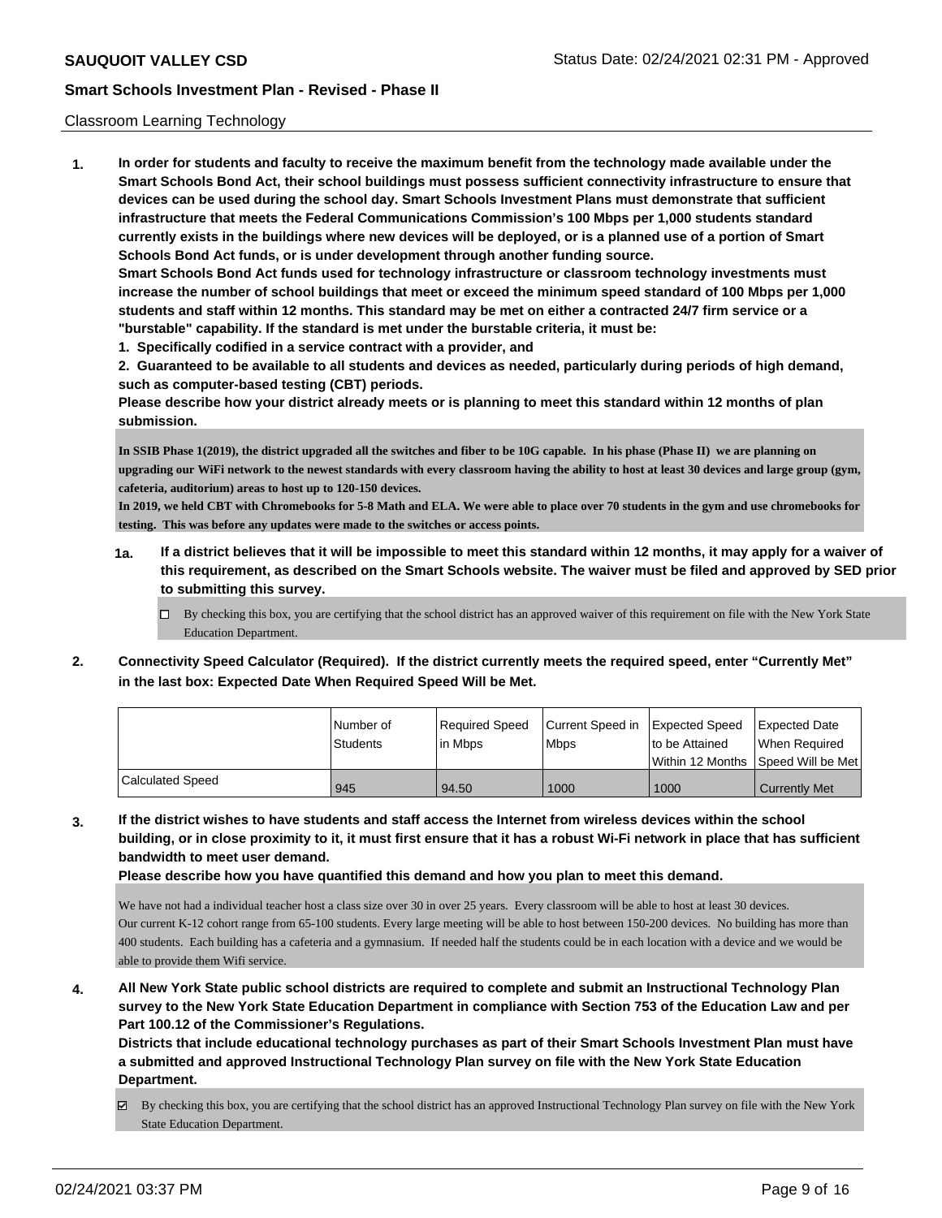## Classroom Learning Technology

**1. In order for students and faculty to receive the maximum benefit from the technology made available under the Smart Schools Bond Act, their school buildings must possess sufficient connectivity infrastructure to ensure that devices can be used during the school day. Smart Schools Investment Plans must demonstrate that sufficient infrastructure that meets the Federal Communications Commission's 100 Mbps per 1,000 students standard currently exists in the buildings where new devices will be deployed, or is a planned use of a portion of Smart Schools Bond Act funds, or is under development through another funding source.**

**Smart Schools Bond Act funds used for technology infrastructure or classroom technology investments must increase the number of school buildings that meet or exceed the minimum speed standard of 100 Mbps per 1,000 students and staff within 12 months. This standard may be met on either a contracted 24/7 firm service or a "burstable" capability. If the standard is met under the burstable criteria, it must be:**

**1. Specifically codified in a service contract with a provider, and**

**2. Guaranteed to be available to all students and devices as needed, particularly during periods of high demand, such as computer-based testing (CBT) periods.**

**Please describe how your district already meets or is planning to meet this standard within 12 months of plan submission.**

**In SSIB Phase 1(2019), the district upgraded all the switches and fiber to be 10G capable. In his phase (Phase II) we are planning on upgrading our WiFi network to the newest standards with every classroom having the ability to host at least 30 devices and large group (gym, cafeteria, auditorium) areas to host up to 120-150 devices.**
**In 2019, we held CBT with Chromebooks for 5-8 Math and ELA. We were able to place over 70 students in the gym and use chromebooks for testing. This was before any updates were made to the switches or access points.**

**1a. If a district believes that it will be impossible to meet this standard within 12 months, it may apply for a waiver of this requirement, as described on the Smart Schools website. The waiver must be filed and approved by SED prior to submitting this survey.**

☐ By checking this box, you are certifying that the school district has an approved waiver of this requirement on file with the New York State Education Department.

**2. Connectivity Speed Calculator (Required). If the district currently meets the required speed, enter "Currently Met" in the last box: Expected Date When Required Speed Will be Met.**

| | Number of Students | Required Speed in Mbps | Current Speed in Mbps | Expected Speed to be Attained Within 12 Months | Expected Date When Required Speed Will be Met |
|---|---|---|---|---|---|
| Calculated Speed | 945 | 94.50 | 1000 | 1000 | Currently Met |

**3. If the district wishes to have students and staff access the Internet from wireless devices within the school building, or in close proximity to it, it must first ensure that it has a robust Wi-Fi network in place that has sufficient bandwidth to meet user demand.**

**Please describe how you have quantified this demand and how you plan to meet this demand.**

We have not had a individual teacher host a class size over 30 in over 25 years. Every classroom will be able to host at least 30 devices.
Our current K-12 cohort range from 65-100 students. Every large meeting will be able to host between 150-200 devices. No building has more than 400 students. Each building has a cafeteria and a gymnasium. If needed half the students could be in each location with a device and we would be able to provide them Wifi service.

**4. All New York State public school districts are required to complete and submit an Instructional Technology Plan survey to the New York State Education Department in compliance with Section 753 of the Education Law and per Part 100.12 of the Commissioner's Regulations.**

**Districts that include educational technology purchases as part of their Smart Schools Investment Plan must have a submitted and approved Instructional Technology Plan survey on file with the New York State Education Department.**

☑ By checking this box, you are certifying that the school district has an approved Instructional Technology Plan survey on file with the New York State Education Department.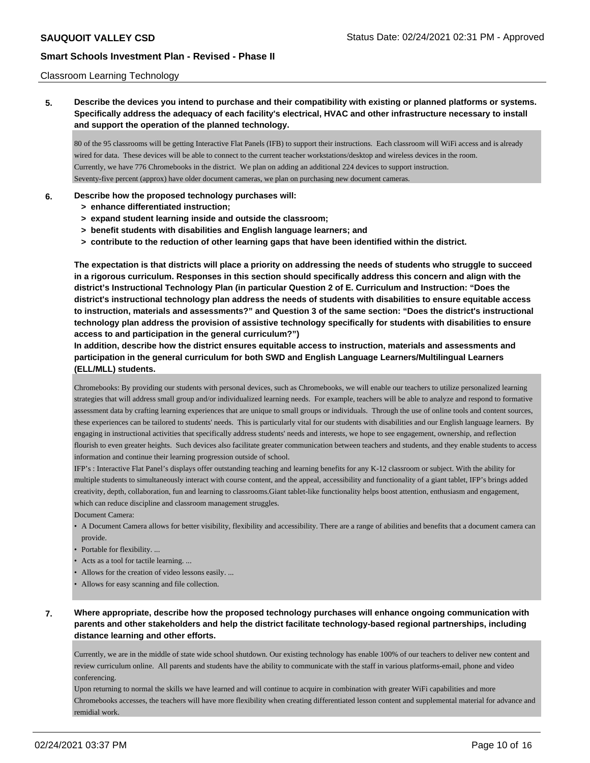Classroom Learning Technology

**5. Describe the devices you intend to purchase and their compatibility with existing or planned platforms or systems. Specifically address the adequacy of each facility's electrical, HVAC and other infrastructure necessary to install and support the operation of the planned technology.**

80 of the 95 classrooms will be getting Interactive Flat Panels (IFB) to support their instructions. Each classroom will WiFi access and is already wired for data. These devices will be able to connect to the current teacher workstations/desktop and wireless devices in the room.
Currently, we have 776 Chromebooks in the district. We plan on adding an additional 224 devices to support instruction.
Seventy-five percent (approx) have older document cameras, we plan on purchasing new document cameras.

**6. Describe how the proposed technology purchases will:**
- **> enhance differentiated instruction;**
- **> expand student learning inside and outside the classroom;**
- **> benefit students with disabilities and English language learners; and**
- **> contribute to the reduction of other learning gaps that have been identified within the district.**

**The expectation is that districts will place a priority on addressing the needs of students who struggle to succeed in a rigorous curriculum. Responses in this section should specifically address this concern and align with the district's Instructional Technology Plan (in particular Question 2 of E. Curriculum and Instruction: "Does the district's instructional technology plan address the needs of students with disabilities to ensure equitable access to instruction, materials and assessments?" and Question 3 of the same section: "Does the district's instructional technology plan address the provision of assistive technology specifically for students with disabilities to ensure access to and participation in the general curriculum?")**

**In addition, describe how the district ensures equitable access to instruction, materials and assessments and participation in the general curriculum for both SWD and English Language Learners/Multilingual Learners (ELL/MLL) students.**

Chromebooks: By providing our students with personal devices, such as Chromebooks, we will enable our teachers to utilize personalized learning strategies that will address small group and/or individualized learning needs. For example, teachers will be able to analyze and respond to formative assessment data by crafting learning experiences that are unique to small groups or individuals. Through the use of online tools and content sources, these experiences can be tailored to students' needs. This is particularly vital for our students with disabilities and our English language learners. By engaging in instructional activities that specifically address students' needs and interests, we hope to see engagement, ownership, and reflection flourish to even greater heights. Such devices also facilitate greater communication between teachers and students, and they enable students to access information and continue their learning progression outside of school.

IFP's : Interactive Flat Panel's displays offer outstanding teaching and learning benefits for any K-12 classroom or subject. With the ability for multiple students to simultaneously interact with course content, and the appeal, accessibility and functionality of a giant tablet, IFP's brings added creativity, depth, collaboration, fun and learning to classrooms.Giant tablet-like functionality helps boost attention, enthusiasm and engagement, which can reduce discipline and classroom management struggles.

Document Camera:
- A Document Camera allows for better visibility, flexibility and accessibility. There are a range of abilities and benefits that a document camera can provide.
- Portable for flexibility. ...
- Acts as a tool for tactile learning. ...
- Allows for the creation of video lessons easily. ...
- Allows for easy scanning and file collection.

**7. Where appropriate, describe how the proposed technology purchases will enhance ongoing communication with parents and other stakeholders and help the district facilitate technology-based regional partnerships, including distance learning and other efforts.**

Currently, we are in the middle of state wide school shutdown. Our existing technology has enable 100% of our teachers to deliver new content and review curriculum online. All parents and students have the ability to communicate with the staff in various platforms-email, phone and video conferencing.
Upon returning to normal the skills we have learned and will continue to acquire in combination with greater WiFi capabilities and more Chromebooks accesses, the teachers will have more flexibility when creating differentiated lesson content and supplemental material for advance and remidial work.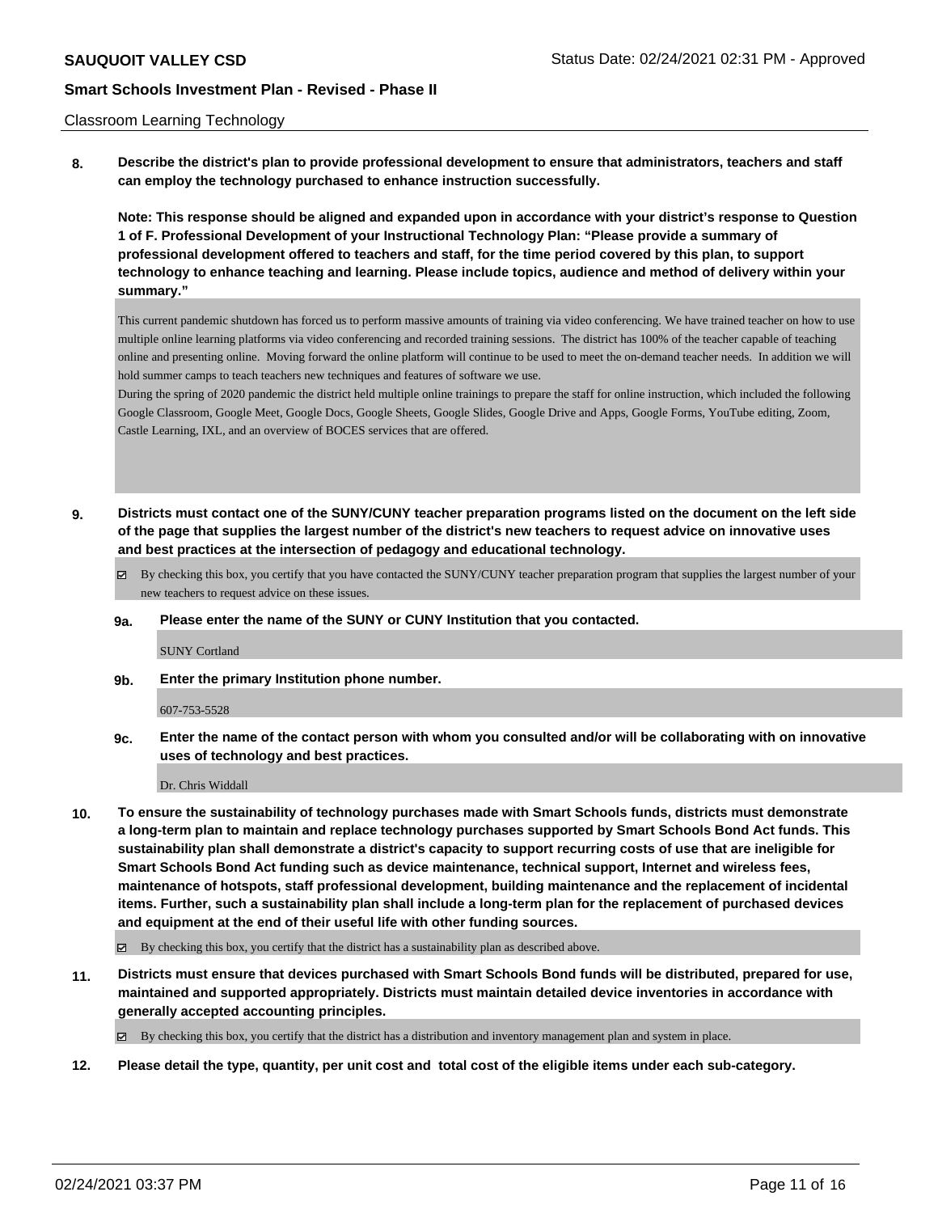Classroom Learning Technology

**8. Describe the district's plan to provide professional development to ensure that administrators, teachers and staff can employ the technology purchased to enhance instruction successfully.**

**Note: This response should be aligned and expanded upon in accordance with your district's response to Question 1 of F. Professional Development of your Instructional Technology Plan: "Please provide a summary of professional development offered to teachers and staff, for the time period covered by this plan, to support technology to enhance teaching and learning. Please include topics, audience and method of delivery within your summary."**

This current pandemic shutdown has forced us to perform massive amounts of training via video conferencing. We have trained teacher on how to use multiple online learning platforms via video conferencing and recorded training sessions. The district has 100% of the teacher capable of teaching online and presenting online. Moving forward the online platform will continue to be used to meet the on-demand teacher needs. In addition we will hold summer camps to teach teachers new techniques and features of software we use.

During the spring of 2020 pandemic the district held multiple online trainings to prepare the staff for online instruction, which included the following Google Classroom, Google Meet, Google Docs, Google Sheets, Google Slides, Google Drive and Apps, Google Forms, YouTube editing, Zoom, Castle Learning, IXL, and an overview of BOCES services that are offered.

**9. Districts must contact one of the SUNY/CUNY teacher preparation programs listed on the document on the left side of the page that supplies the largest number of the district's new teachers to request advice on innovative uses and best practices at the intersection of pedagogy and educational technology.**

☑ By checking this box, you certify that you have contacted the SUNY/CUNY teacher preparation program that supplies the largest number of your new teachers to request advice on these issues.

**9a. Please enter the name of the SUNY or CUNY Institution that you contacted.**

SUNY Cortland

**9b. Enter the primary Institution phone number.**

607-753-5528

**9c. Enter the name of the contact person with whom you consulted and/or will be collaborating with on innovative uses of technology and best practices.**

Dr. Chris Widdall

**10. To ensure the sustainability of technology purchases made with Smart Schools funds, districts must demonstrate a long-term plan to maintain and replace technology purchases supported by Smart Schools Bond Act funds. This sustainability plan shall demonstrate a district's capacity to support recurring costs of use that are ineligible for Smart Schools Bond Act funding such as device maintenance, technical support, Internet and wireless fees, maintenance of hotspots, staff professional development, building maintenance and the replacement of incidental items. Further, such a sustainability plan shall include a long-term plan for the replacement of purchased devices and equipment at the end of their useful life with other funding sources.**

☑ By checking this box, you certify that the district has a sustainability plan as described above.

**11. Districts must ensure that devices purchased with Smart Schools Bond funds will be distributed, prepared for use, maintained and supported appropriately. Districts must maintain detailed device inventories in accordance with generally accepted accounting principles.**

☑ By checking this box, you certify that the district has a distribution and inventory management plan and system in place.

**12. Please detail the type, quantity, per unit cost and total cost of the eligible items under each sub-category.**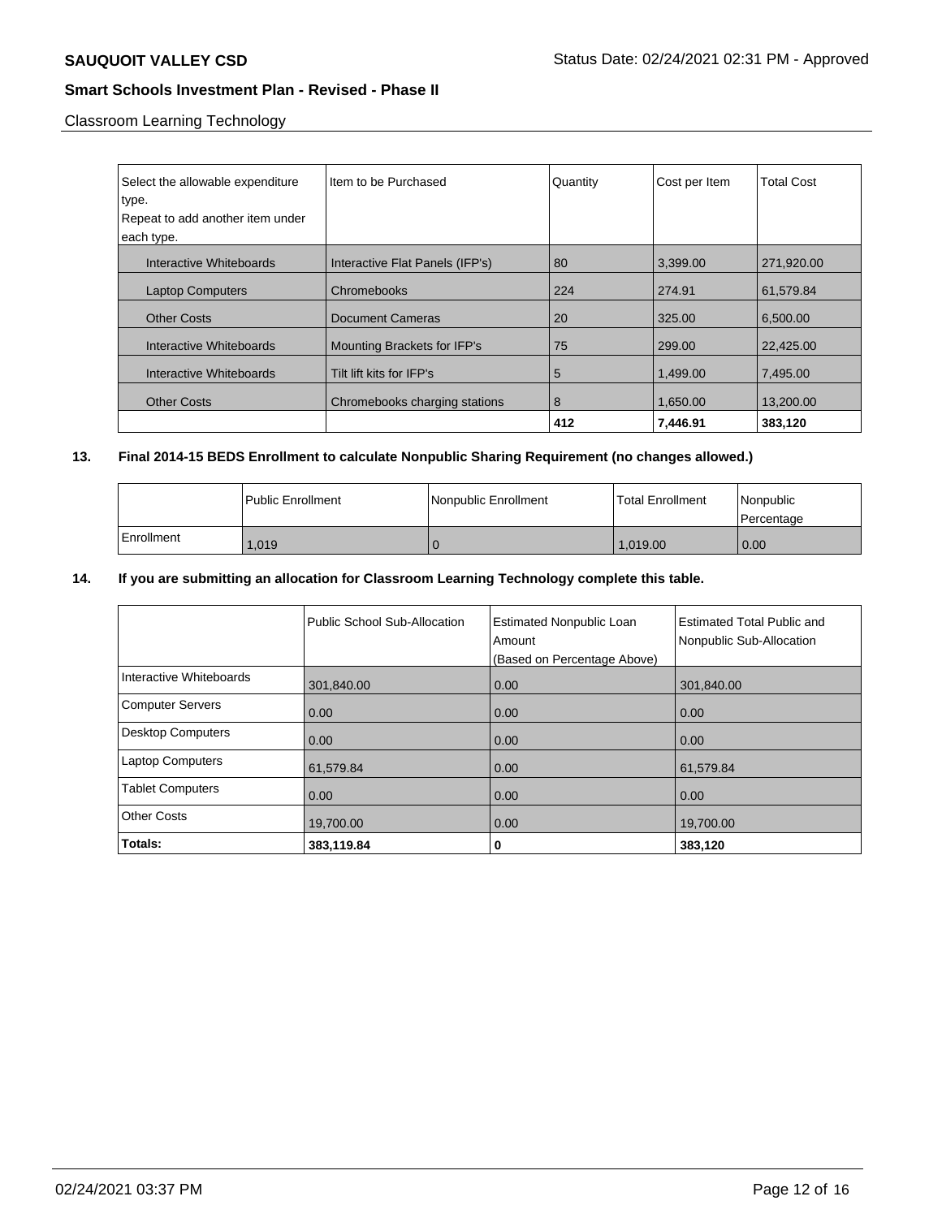Classroom Learning Technology

| Select the allowable expenditure type. Repeat to add another item under each type. | Item to be Purchased | Quantity | Cost per Item | Total Cost |
|---|---|---|---|---|
| Interactive Whiteboards | Interactive Flat Panels (IFP's) | 80 | 3,399.00 | 271,920.00 |
| Laptop Computers | Chromebooks | 224 | 274.91 | 61,579.84 |
| Other Costs | Document Cameras | 20 | 325.00 | 6,500.00 |
| Interactive Whiteboards | Mounting Brackets for IFP's | 75 | 299.00 | 22,425.00 |
| Interactive Whiteboards | Tilt lift kits for IFP's | 5 | 1,499.00 | 7,495.00 |
| Other Costs | Chromebooks charging stations | 8 | 1,650.00 | 13,200.00 |
| | | **412** | **7,446.91** | **383,120** |

**13. Final 2014-15 BEDS Enrollment to calculate Nonpublic Sharing Requirement (no changes allowed.)**

| | Public Enrollment | Nonpublic Enrollment | Total Enrollment | Nonpublic Percentage |
|---|---|---|---|---|
| Enrollment | 1,019 | 0 | 1,019.00 | 0.00 |

**14. If you are submitting an allocation for Classroom Learning Technology complete this table.**

| | Public School Sub-Allocation | Estimated Nonpublic Loan Amount (Based on Percentage Above) | Estimated Total Public and Nonpublic Sub-Allocation |
|---|---|---|---|
| Interactive Whiteboards | 301,840.00 | 0.00 | 301,840.00 |
| Computer Servers | 0.00 | 0.00 | 0.00 |
| Desktop Computers | 0.00 | 0.00 | 0.00 |
| Laptop Computers | 61,579.84 | 0.00 | 61,579.84 |
| Tablet Computers | 0.00 | 0.00 | 0.00 |
| Other Costs | 19,700.00 | 0.00 | 19,700.00 |
| **Totals:** | **383,119.84** | **0** | **383,120** |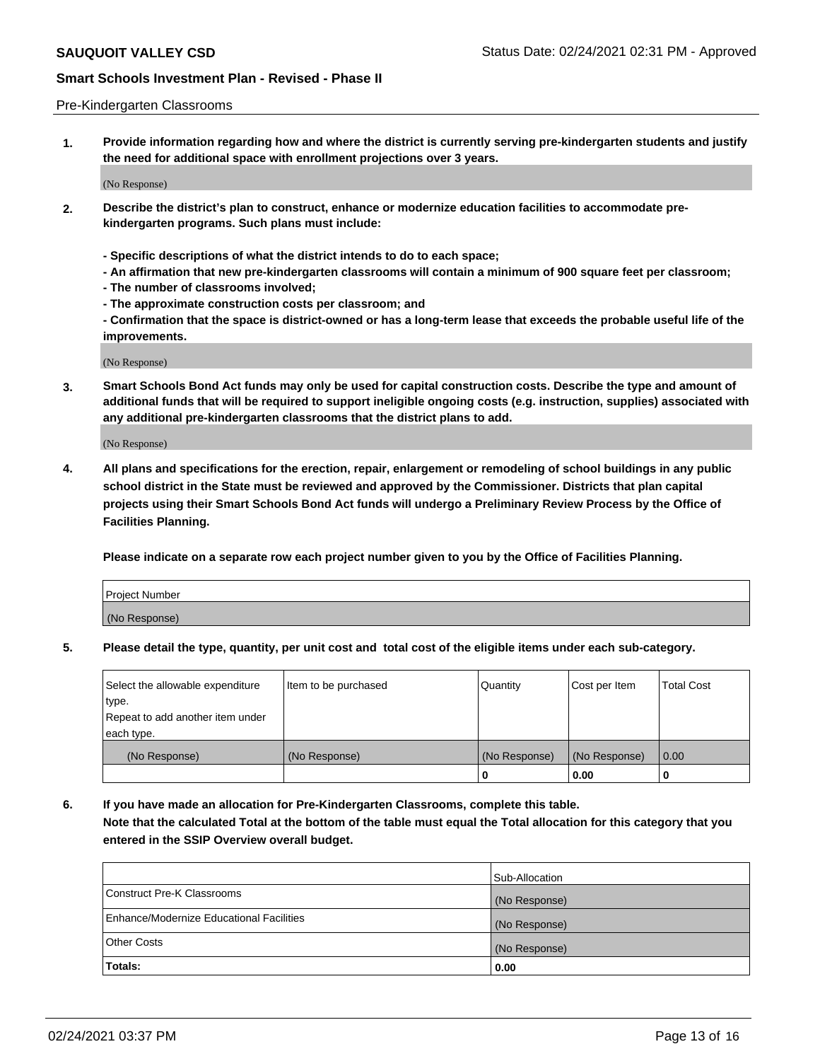Pre-Kindergarten Classrooms

**1. Provide information regarding how and where the district is currently serving pre-kindergarten students and justify the need for additional space with enrollment projections over 3 years.**

(No Response)

**2. Describe the district's plan to construct, enhance or modernize education facilities to accommodate pre-kindergarten programs. Such plans must include:**

**- Specific descriptions of what the district intends to do to each space;**
**- An affirmation that new pre-kindergarten classrooms will contain a minimum of 900 square feet per classroom;**
**- The number of classrooms involved;**
**- The approximate construction costs per classroom; and**
**- Confirmation that the space is district-owned or has a long-term lease that exceeds the probable useful life of the improvements.**

(No Response)

**3. Smart Schools Bond Act funds may only be used for capital construction costs. Describe the type and amount of additional funds that will be required to support ineligible ongoing costs (e.g. instruction, supplies) associated with any additional pre-kindergarten classrooms that the district plans to add.**

(No Response)

**4. All plans and specifications for the erection, repair, enlargement or remodeling of school buildings in any public school district in the State must be reviewed and approved by the Commissioner. Districts that plan capital projects using their Smart Schools Bond Act funds will undergo a Preliminary Review Process by the Office of Facilities Planning.**

**Please indicate on a separate row each project number given to you by the Office of Facilities Planning.**

| Project Number |
|---|
| (No Response) |

**5. Please detail the type, quantity, per unit cost and total cost of the eligible items under each sub-category.**

| Select the allowable expenditure type. Repeat to add another item under each type. | Item to be purchased | Quantity | Cost per Item | Total Cost |
|---|---|---|---|---|
| (No Response) | (No Response) | (No Response) | (No Response) | 0.00 |
| | | 0 | 0.00 | 0 |

**6. If you have made an allocation for Pre-Kindergarten Classrooms, complete this table. Note that the calculated Total at the bottom of the table must equal the Total allocation for this category that you entered in the SSIP Overview overall budget.**

| | Sub-Allocation |
|---|---|
| Construct Pre-K Classrooms | (No Response) |
| Enhance/Modernize Educational Facilities | (No Response) |
| Other Costs | (No Response) |
| **Totals:** | **0.00** |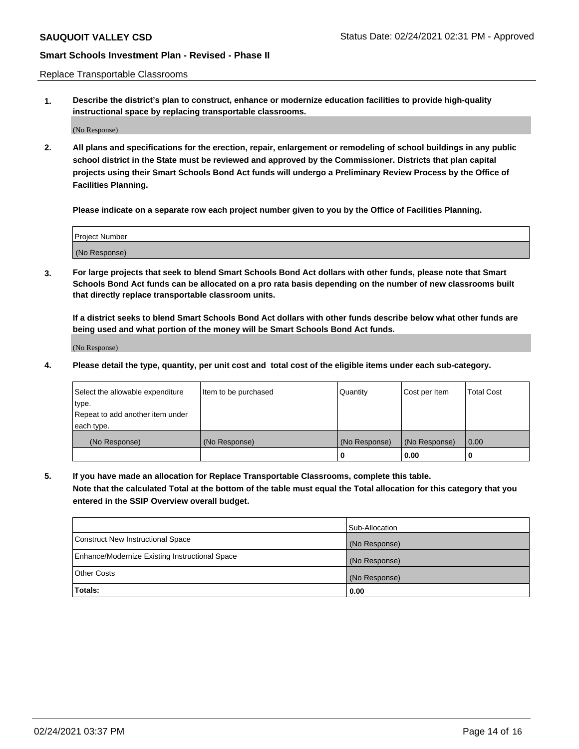Replace Transportable Classrooms

1. **Describe the district's plan to construct, enhance or modernize education facilities to provide high-quality instructional space by replacing transportable classrooms.**

(No Response)

2. **All plans and specifications for the erection, repair, enlargement or remodeling of school buildings in any public school district in the State must be reviewed and approved by the Commissioner. Districts that plan capital projects using their Smart Schools Bond Act funds will undergo a Preliminary Review Process by the Office of Facilities Planning.**

**Please indicate on a separate row each project number given to you by the Office of Facilities Planning.**

| Project Number |
|---|
| (No Response) |

3. **For large projects that seek to blend Smart Schools Bond Act dollars with other funds, please note that Smart Schools Bond Act funds can be allocated on a pro rata basis depending on the number of new classrooms built that directly replace transportable classroom units.**

**If a district seeks to blend Smart Schools Bond Act dollars with other funds describe below what other funds are being used and what portion of the money will be Smart Schools Bond Act funds.**

(No Response)

4. **Please detail the type, quantity, per unit cost and total cost of the eligible items under each sub-category.**

| Select the allowable expenditure type. Repeat to add another item under each type. | Item to be purchased | Quantity | Cost per Item | Total Cost |
|---|---|---|---|---|
| (No Response) | (No Response) | (No Response) | (No Response) | 0.00 |
| | | 0 | 0.00 | 0 |

5. **If you have made an allocation for Replace Transportable Classrooms, complete this table. Note that the calculated Total at the bottom of the table must equal the Total allocation for this category that you entered in the SSIP Overview overall budget.**

| | Sub-Allocation |
|---|---|
| Construct New Instructional Space | (No Response) |
| Enhance/Modernize Existing Instructional Space | (No Response) |
| Other Costs | (No Response) |
| **Totals:** | **0.00** |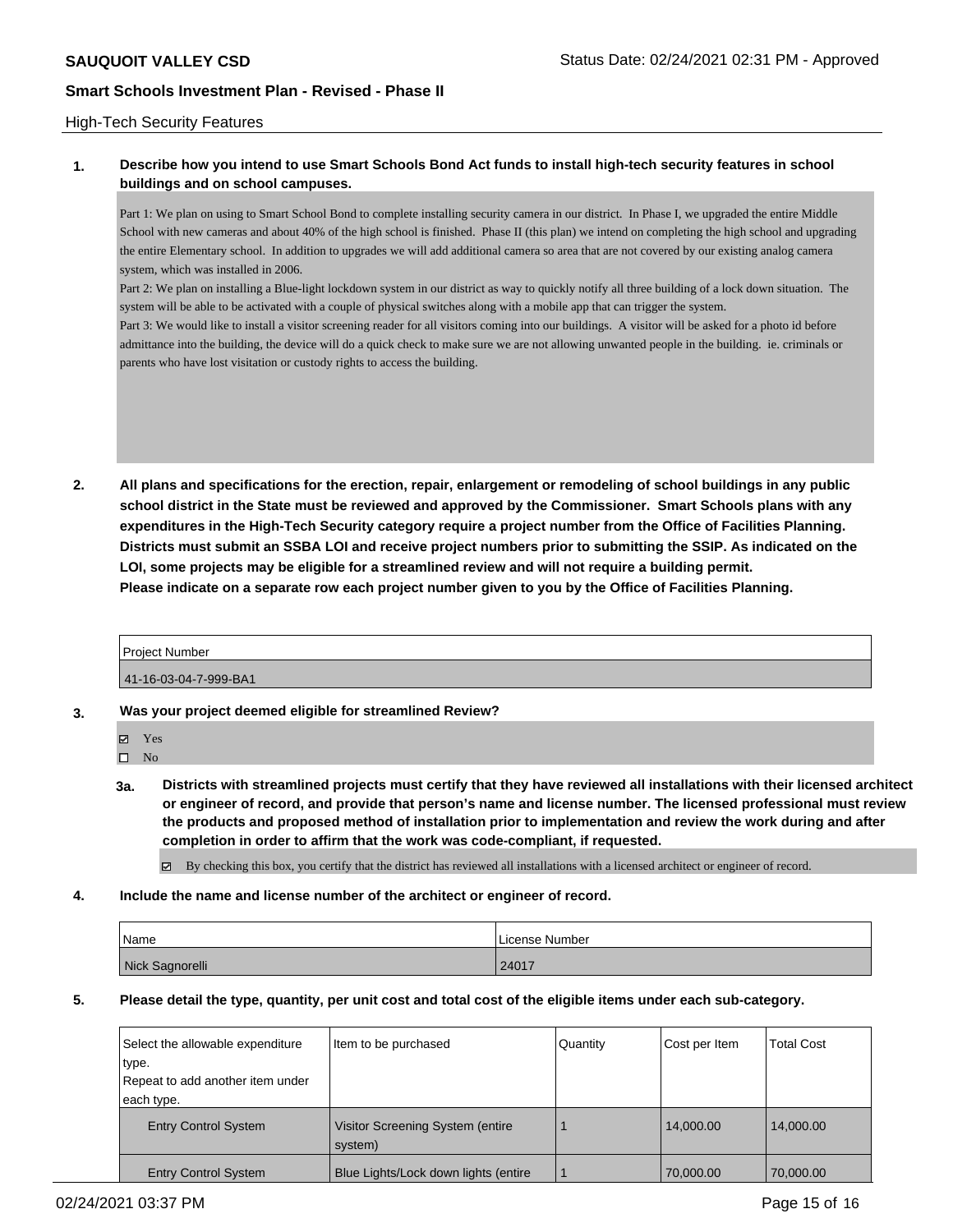## High-Tech Security Features

**1. Describe how you intend to use Smart Schools Bond Act funds to install high-tech security features in school buildings and on school campuses.**

Part 1: We plan on using to Smart School Bond to complete installing security camera in our district. In Phase I, we upgraded the entire Middle School with new cameras and about 40% of the high school is finished. Phase II (this plan) we intend on completing the high school and upgrading the entire Elementary school. In addition to upgrades we will add additional camera so area that are not covered by our existing analog camera system, which was installed in 2006.

Part 2: We plan on installing a Blue-light lockdown system in our district as way to quickly notify all three building of a lock down situation. The system will be able to be activated with a couple of physical switches along with a mobile app that can trigger the system.

Part 3: We would like to install a visitor screening reader for all visitors coming into our buildings. A visitor will be asked for a photo id before admittance into the building, the device will do a quick check to make sure we are not allowing unwanted people in the building. ie. criminals or parents who have lost visitation or custody rights to access the building.

**2. All plans and specifications for the erection, repair, enlargement or remodeling of school buildings in any public school district in the State must be reviewed and approved by the Commissioner. Smart Schools plans with any expenditures in the High-Tech Security category require a project number from the Office of Facilities Planning. Districts must submit an SSBA LOI and receive project numbers prior to submitting the SSIP. As indicated on the LOI, some projects may be eligible for a streamlined review and will not require a building permit. Please indicate on a separate row each project number given to you by the Office of Facilities Planning.**

| Project Number |
| --- |
| 41-16-03-04-7-999-BA1 |

**3. Was your project deemed eligible for streamlined Review?**

- ☑ Yes
- ☐ No

**3a. Districts with streamlined projects must certify that they have reviewed all installations with their licensed architect or engineer of record, and provide that person's name and license number. The licensed professional must review the products and proposed method of installation prior to implementation and review the work during and after completion in order to affirm that the work was code-compliant, if requested.**

☑ By checking this box, you certify that the district has reviewed all installations with a licensed architect or engineer of record.

**4. Include the name and license number of the architect or engineer of record.**

| Name | License Number |
| --- | --- |
| Nick Sagnorelli | 24017 |

**5. Please detail the type, quantity, per unit cost and total cost of the eligible items under each sub-category.**

| Select the allowable expenditure type. Repeat to add another item under each type. | Item to be purchased | Quantity | Cost per Item | Total Cost |
| --- | --- | --- | --- | --- |
| Entry Control System | Visitor Screening System (entire system) | 1 | 14,000.00 | 14,000.00 |
| Entry Control System | Blue Lights/Lock down lights (entire | 1 | 70,000.00 | 70,000.00 |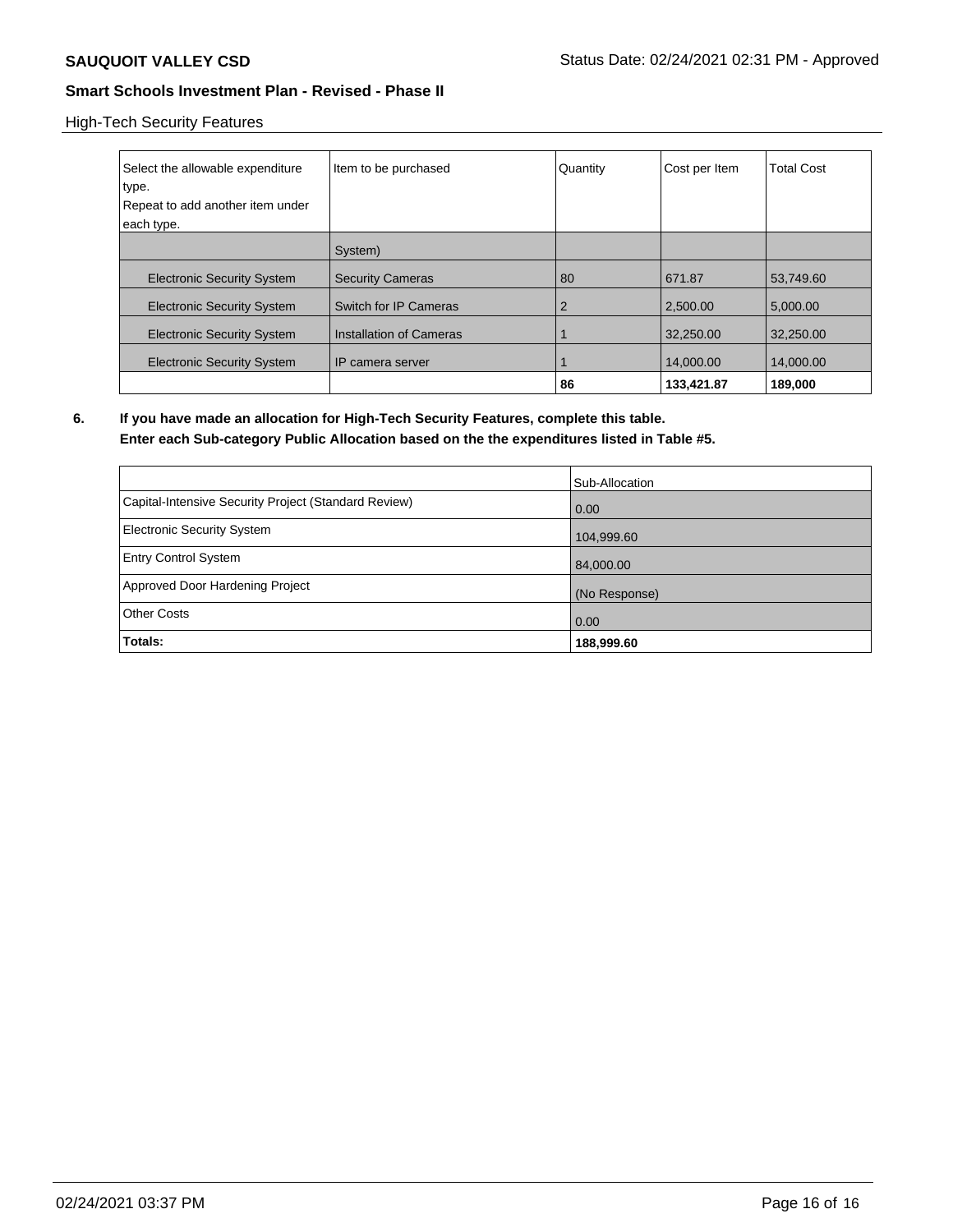High-Tech Security Features

| Select the allowable expenditure type. Repeat to add another item under each type. | Item to be purchased | Quantity | Cost per Item | Total Cost |
|---|---|---|---|---|
| | System) | | | |
| Electronic Security System | Security Cameras | 80 | 671.87 | 53,749.60 |
| Electronic Security System | Switch for IP Cameras | 2 | 2,500.00 | 5,000.00 |
| Electronic Security System | Installation of Cameras | 1 | 32,250.00 | 32,250.00 |
| Electronic Security System | IP camera server | 1 | 14,000.00 | 14,000.00 |
| | | **86** | **133,421.87** | **189,000** |

**6. If you have made an allocation for High-Tech Security Features, complete this table. Enter each Sub-category Public Allocation based on the the expenditures listed in Table #5.**

| | Sub-Allocation |
|---|---|
| Capital-Intensive Security Project (Standard Review) | 0.00 |
| Electronic Security System | 104,999.60 |
| Entry Control System | 84,000.00 |
| Approved Door Hardening Project | (No Response) |
| Other Costs | 0.00 |
| **Totals:** | **188,999.60** |